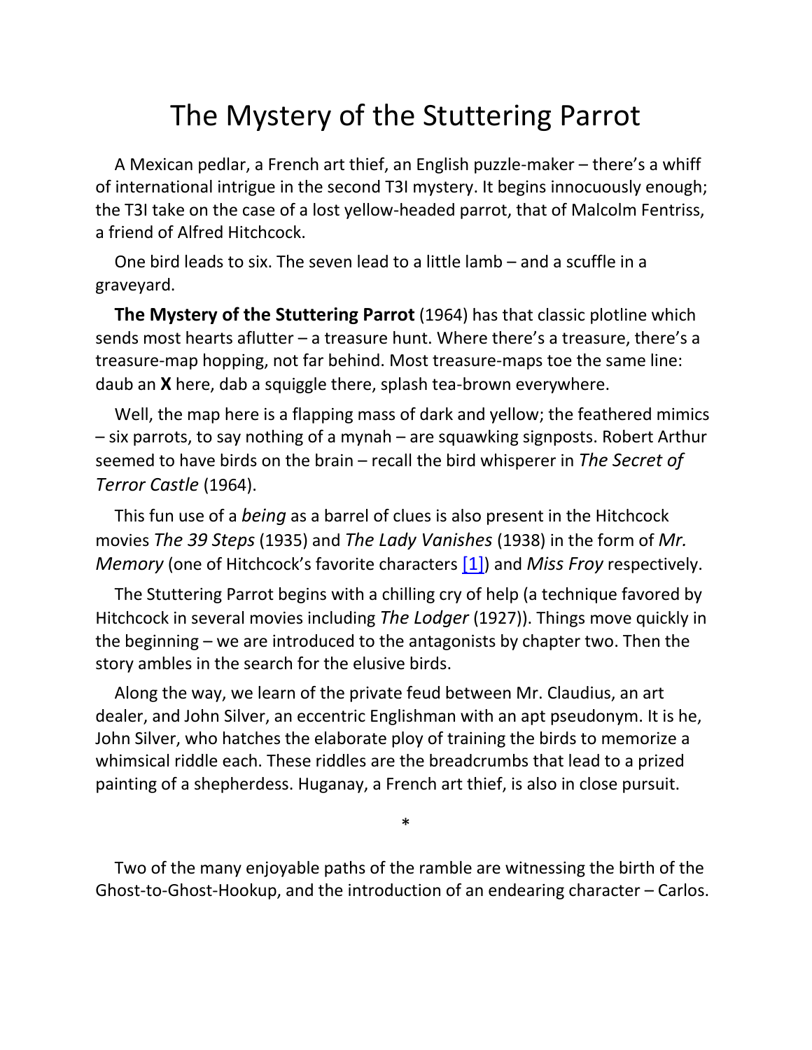# The Mystery of the Stuttering Parrot

A Mexican pedlar, a French art thief, an English puzzle-maker – there's a whiff of international intrigue in the second T3I mystery. It begins innocuously enough; the T3I take on the case of a lost yellow-headed parrot, that of Malcolm Fentriss, a friend of Alfred Hitchcock.

One bird leads to six. The seven lead to a little lamb – and a scuffle in a graveyard.

**The Mystery of the Stuttering Parrot** (1964) has that classic plotline which sends most hearts aflutter – a treasure hunt. Where there's a treasure, there's a treasure-map hopping, not far behind. Most treasure-maps toe the same line: daub an **X** here, dab a squiggle there, splash tea-brown everywhere.

Well, the map here is a flapping mass of dark and yellow; the feathered mimics – six parrots, to say nothing of a mynah – are squawking signposts. Robert Arthur seemed to have birds on the brain – recall the bird whisperer in *The Secret of Terror Castle* (1964).

This fun use of a *being* as a barrel of clues is also present in the Hitchcock movies *The 39 Steps* (1935) and *The Lady Vanishes* (1938) in the form of *Mr. Memory* (one of Hitchcock's favorite characters [1]) and *Miss Froy* respectively.

The Stuttering Parrot begins with a chilling cry of help (a technique favored by Hitchcock in several movies including *The Lodger* (1927)). Things move quickly in the beginning – we are introduced to the antagonists by chapter two. Then the story ambles in the search for the elusive birds.

Along the way, we learn of the private feud between Mr. Claudius, an art dealer, and John Silver, an eccentric Englishman with an apt pseudonym. It is he, John Silver, who hatches the elaborate ploy of training the birds to memorize a whimsical riddle each. These riddles are the breadcrumbs that lead to a prized painting of a shepherdess. Huganay, a French art thief, is also in close pursuit.

*

Two of the many enjoyable paths of the ramble are witnessing the birth of the Ghost-to-Ghost-Hookup, and the introduction of an endearing character – Carlos.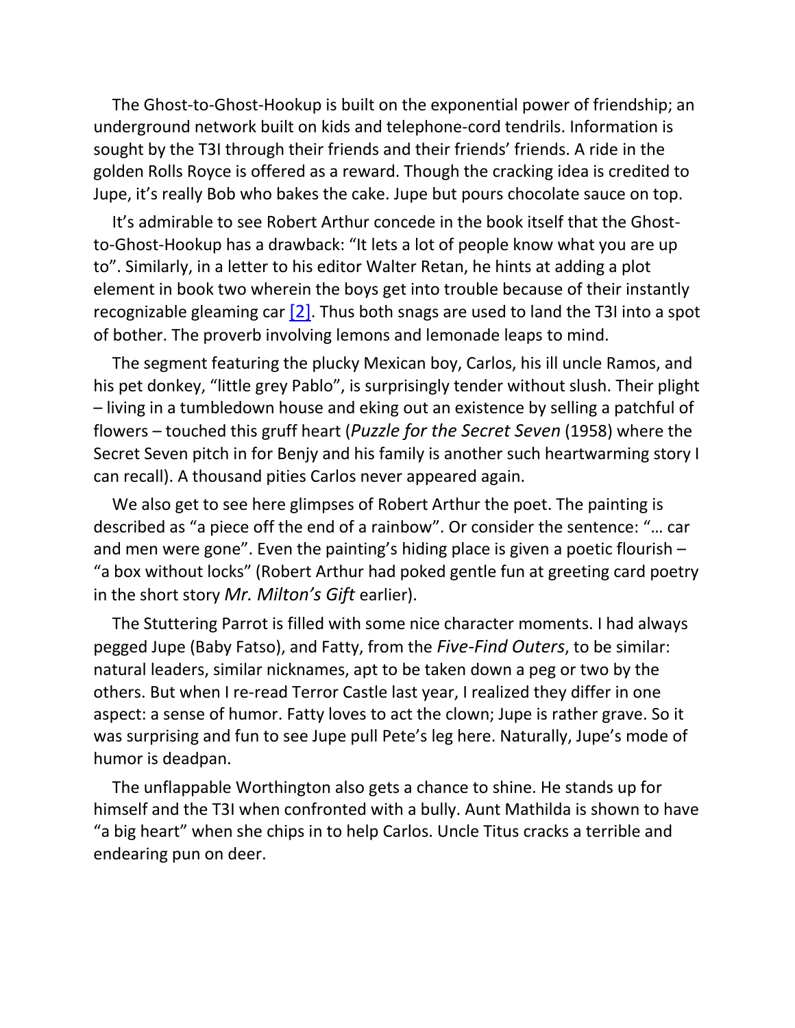The Ghost-to-Ghost-Hookup is built on the exponential power of friendship; an underground network built on kids and telephone-cord tendrils. Information is sought by the T3I through their friends and their friends' friends. A ride in the golden Rolls Royce is offered as a reward. Though the cracking idea is credited to Jupe, it's really Bob who bakes the cake. Jupe but pours chocolate sauce on top.

It's admirable to see Robert Arthur concede in the book itself that the Ghost-to-Ghost-Hookup has a drawback: "It lets a lot of people know what you are up to". Similarly, in a letter to his editor Walter Retan, he hints at adding a plot element in book two wherein the boys get into trouble because of their instantly recognizable gleaming car [2]. Thus both snags are used to land the T3I into a spot of bother. The proverb involving lemons and lemonade leaps to mind.

The segment featuring the plucky Mexican boy, Carlos, his ill uncle Ramos, and his pet donkey, "little grey Pablo", is surprisingly tender without slush. Their plight – living in a tumbledown house and eking out an existence by selling a patchful of flowers – touched this gruff heart (*Puzzle for the Secret Seven* (1958) where the Secret Seven pitch in for Benjy and his family is another such heartwarming story I can recall). A thousand pities Carlos never appeared again.

We also get to see here glimpses of Robert Arthur the poet. The painting is described as "a piece off the end of a rainbow". Or consider the sentence: "… car and men were gone". Even the painting's hiding place is given a poetic flourish – "a box without locks" (Robert Arthur had poked gentle fun at greeting card poetry in the short story *Mr. Milton's Gift* earlier).

The Stuttering Parrot is filled with some nice character moments. I had always pegged Jupe (Baby Fatso), and Fatty, from the *Five-Find Outers*, to be similar: natural leaders, similar nicknames, apt to be taken down a peg or two by the others. But when I re-read Terror Castle last year, I realized they differ in one aspect: a sense of humor. Fatty loves to act the clown; Jupe is rather grave. So it was surprising and fun to see Jupe pull Pete's leg here. Naturally, Jupe's mode of humor is deadpan.

The unflappable Worthington also gets a chance to shine. He stands up for himself and the T3I when confronted with a bully. Aunt Mathilda is shown to have "a big heart" when she chips in to help Carlos. Uncle Titus cracks a terrible and endearing pun on deer.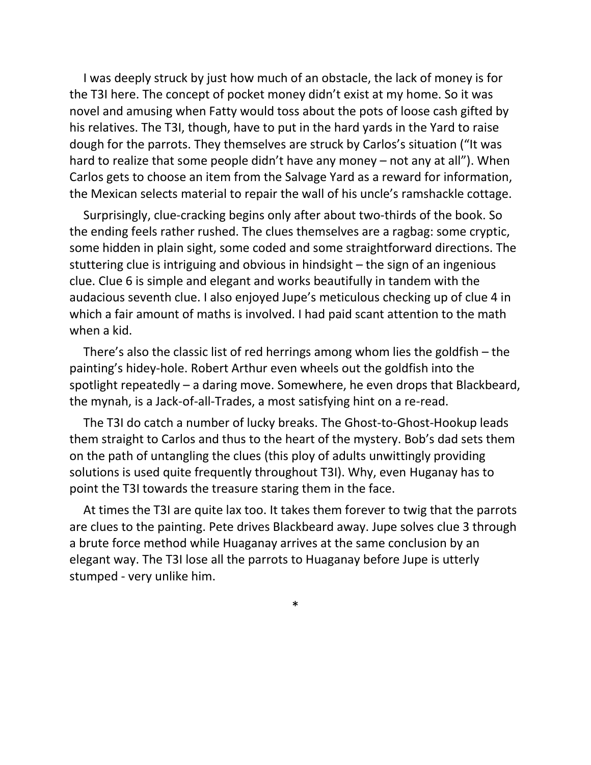I was deeply struck by just how much of an obstacle, the lack of money is for the T3I here. The concept of pocket money didn't exist at my home. So it was novel and amusing when Fatty would toss about the pots of loose cash gifted by his relatives. The T3I, though, have to put in the hard yards in the Yard to raise dough for the parrots. They themselves are struck by Carlos's situation ("It was hard to realize that some people didn't have any money – not any at all"). When Carlos gets to choose an item from the Salvage Yard as a reward for information, the Mexican selects material to repair the wall of his uncle's ramshackle cottage.

Surprisingly, clue-cracking begins only after about two-thirds of the book. So the ending feels rather rushed. The clues themselves are a ragbag: some cryptic, some hidden in plain sight, some coded and some straightforward directions. The stuttering clue is intriguing and obvious in hindsight – the sign of an ingenious clue. Clue 6 is simple and elegant and works beautifully in tandem with the audacious seventh clue. I also enjoyed Jupe's meticulous checking up of clue 4 in which a fair amount of maths is involved. I had paid scant attention to the math when a kid.

There's also the classic list of red herrings among whom lies the goldfish – the painting's hidey-hole. Robert Arthur even wheels out the goldfish into the spotlight repeatedly – a daring move. Somewhere, he even drops that Blackbeard, the mynah, is a Jack-of-all-Trades, a most satisfying hint on a re-read.

The T3I do catch a number of lucky breaks. The Ghost-to-Ghost-Hookup leads them straight to Carlos and thus to the heart of the mystery. Bob's dad sets them on the path of untangling the clues (this ploy of adults unwittingly providing solutions is used quite frequently throughout T3I). Why, even Huganay has to point the T3I towards the treasure staring them in the face.

At times the T3I are quite lax too. It takes them forever to twig that the parrots are clues to the painting. Pete drives Blackbeard away. Jupe solves clue 3 through a brute force method while Huaganay arrives at the same conclusion by an elegant way. The T3I lose all the parrots to Huaganay before Jupe is utterly stumped - very unlike him.

*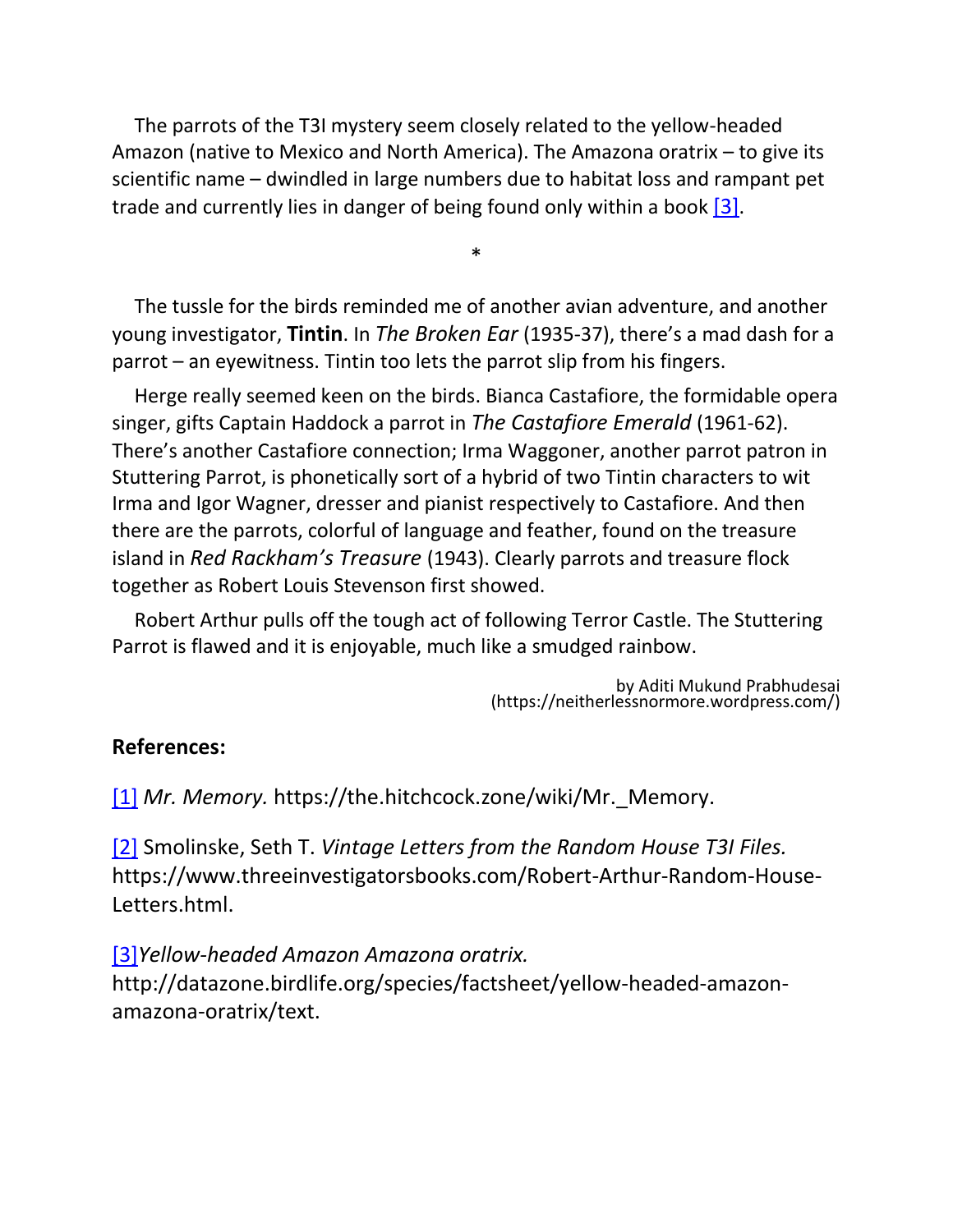The parrots of the T3I mystery seem closely related to the yellow-headed Amazon (native to Mexico and North America). The Amazona oratrix – to give its scientific name – dwindled in large numbers due to habitat loss and rampant pet trade and currently lies in danger of being found only within a book [3].

*

The tussle for the birds reminded me of another avian adventure, and another young investigator, **Tintin**. In *The Broken Ear* (1935-37), there's a mad dash for a parrot – an eyewitness. Tintin too lets the parrot slip from his fingers.

Herge really seemed keen on the birds. Bianca Castafiore, the formidable opera singer, gifts Captain Haddock a parrot in *The Castafiore Emerald* (1961-62). There's another Castafiore connection; Irma Waggoner, another parrot patron in Stuttering Parrot, is phonetically sort of a hybrid of two Tintin characters to wit Irma and Igor Wagner, dresser and pianist respectively to Castafiore. And then there are the parrots, colorful of language and feather, found on the treasure island in *Red Rackham's Treasure* (1943). Clearly parrots and treasure flock together as Robert Louis Stevenson first showed.

Robert Arthur pulls off the tough act of following Terror Castle. The Stuttering Parrot is flawed and it is enjoyable, much like a smudged rainbow.

by Aditi Mukund Prabhudesai
(https://neitherlessnormore.wordpress.com/)

**References:**

[1] *Mr. Memory.* https://the.hitchcock.zone/wiki/Mr._Memory.

[2] Smolinske, Seth T. *Vintage Letters from the Random House T3I Files.* https://www.threeinvestigatorsbooks.com/Robert-Arthur-Random-House-Letters.html.

[3] *Yellow-headed Amazon Amazona oratrix.* http://datazone.birdlife.org/species/factsheet/yellow-headed-amazon-amazona-oratrix/text.